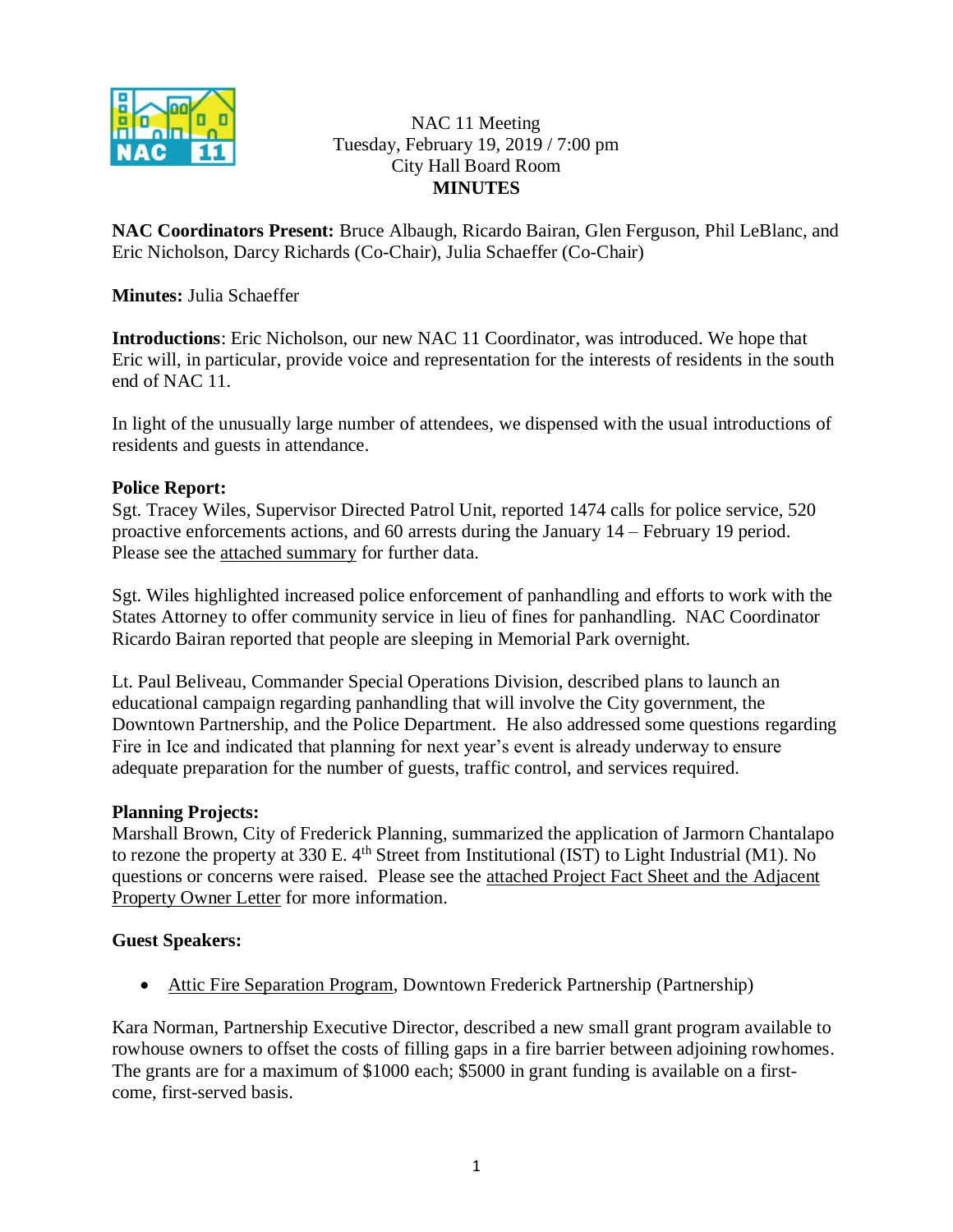NAC 11 Meeting
Tuesday, February 19, 2019 / 7:00 pm
City Hall Board Room
**MINUTES**

**NAC Coordinators Present:** Bruce Albaugh, Ricardo Bairan, Glen Ferguson, Phil LeBlanc, and Eric Nicholson, Darcy Richards (Co-Chair), Julia Schaeffer (Co-Chair)

**Minutes:** Julia Schaeffer

**Introductions**: Eric Nicholson, our new NAC 11 Coordinator, was introduced. We hope that Eric will, in particular, provide voice and representation for the interests of residents in the south end of NAC 11.

In light of the unusually large number of attendees, we dispensed with the usual introductions of residents and guests in attendance.

**Police Report:**
Sgt. Tracey Wiles, Supervisor Directed Patrol Unit, reported 1474 calls for police service, 520 proactive enforcements actions, and 60 arrests during the January 14 – February 19 period. Please see the attached summary for further data.

Sgt. Wiles highlighted increased police enforcement of panhandling and efforts to work with the States Attorney to offer community service in lieu of fines for panhandling. NAC Coordinator Ricardo Bairan reported that people are sleeping in Memorial Park overnight.

Lt. Paul Beliveau, Commander Special Operations Division, described plans to launch an educational campaign regarding panhandling that will involve the City government, the Downtown Partnership, and the Police Department. He also addressed some questions regarding Fire in Ice and indicated that planning for next year's event is already underway to ensure adequate preparation for the number of guests, traffic control, and services required.

**Planning Projects:**
Marshall Brown, City of Frederick Planning, summarized the application of Jarmorn Chantalapo to rezone the property at 330 E. 4th Street from Institutional (IST) to Light Industrial (M1). No questions or concerns were raised. Please see the attached Project Fact Sheet and the Adjacent Property Owner Letter for more information.

**Guest Speakers:**

- Attic Fire Separation Program, Downtown Frederick Partnership (Partnership)

Kara Norman, Partnership Executive Director, described a new small grant program available to rowhouse owners to offset the costs of filling gaps in a fire barrier between adjoining rowhomes. The grants are for a maximum of $1000 each; $5000 in grant funding is available on a first-come, first-served basis.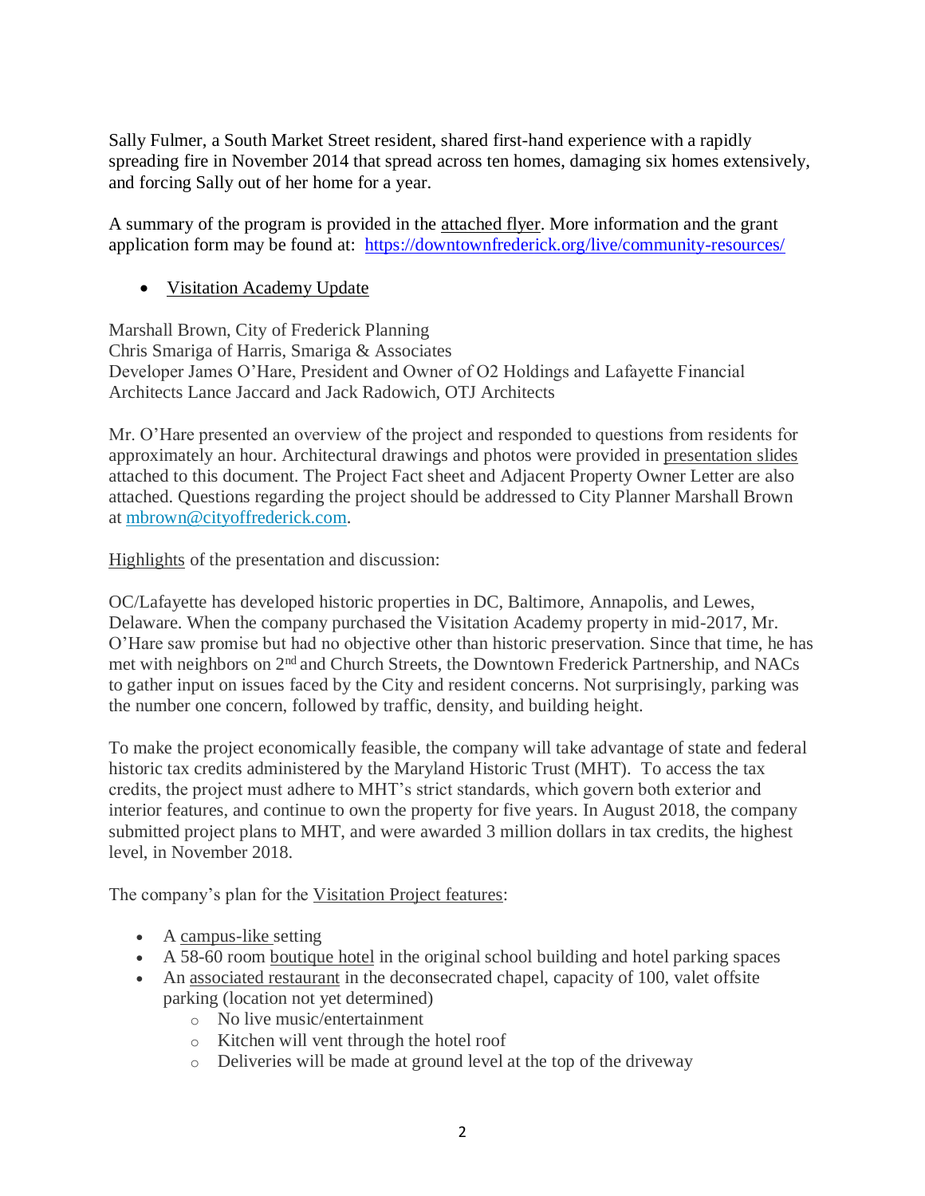Sally Fulmer, a South Market Street resident, shared first-hand experience with a rapidly spreading fire in November 2014 that spread across ten homes, damaging six homes extensively, and forcing Sally out of her home for a year.

A summary of the program is provided in the attached flyer. More information and the grant application form may be found at: https://downtownfrederick.org/live/community-resources/

- Visitation Academy Update

Marshall Brown, City of Frederick Planning
Chris Smariga of Harris, Smariga & Associates
Developer James O'Hare, President and Owner of O2 Holdings and Lafayette Financial
Architects Lance Jaccard and Jack Radowich, OTJ Architects

Mr. O'Hare presented an overview of the project and responded to questions from residents for approximately an hour. Architectural drawings and photos were provided in presentation slides attached to this document. The Project Fact sheet and Adjacent Property Owner Letter are also attached. Questions regarding the project should be addressed to City Planner Marshall Brown at mbrown@cityoffrederick.com.

Highlights of the presentation and discussion:

OC/Lafayette has developed historic properties in DC, Baltimore, Annapolis, and Lewes, Delaware. When the company purchased the Visitation Academy property in mid-2017, Mr. O'Hare saw promise but had no objective other than historic preservation. Since that time, he has met with neighbors on 2nd and Church Streets, the Downtown Frederick Partnership, and NACs to gather input on issues faced by the City and resident concerns. Not surprisingly, parking was the number one concern, followed by traffic, density, and building height.

To make the project economically feasible, the company will take advantage of state and federal historic tax credits administered by the Maryland Historic Trust (MHT). To access the tax credits, the project must adhere to MHT's strict standards, which govern both exterior and interior features, and continue to own the property for five years. In August 2018, the company submitted project plans to MHT, and were awarded 3 million dollars in tax credits, the highest level, in November 2018.

The company's plan for the Visitation Project features:

- A campus-like setting
- A 58-60 room boutique hotel in the original school building and hotel parking spaces
- An associated restaurant in the deconsecrated chapel, capacity of 100, valet offsite parking (location not yet determined)
  - No live music/entertainment
  - Kitchen will vent through the hotel roof
  - Deliveries will be made at ground level at the top of the driveway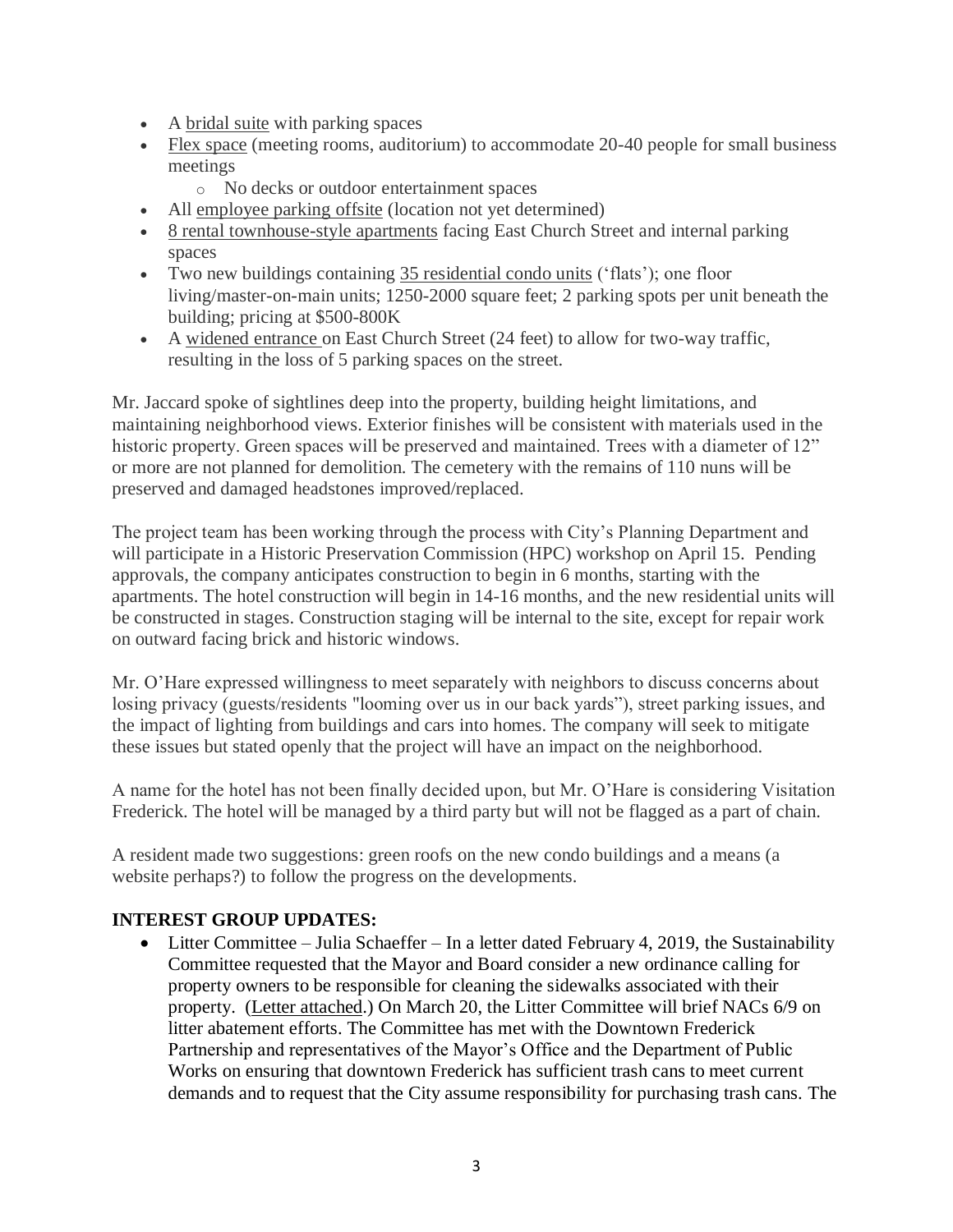- A bridal suite with parking spaces
- Flex space (meeting rooms, auditorium) to accommodate 20-40 people for small business meetings
    - No decks or outdoor entertainment spaces
- All employee parking offsite (location not yet determined)
- 8 rental townhouse-style apartments facing East Church Street and internal parking spaces
- Two new buildings containing 35 residential condo units ('flats'); one floor living/master-on-main units; 1250-2000 square feet; 2 parking spots per unit beneath the building; pricing at $500-800K
- A widened entrance on East Church Street (24 feet) to allow for two-way traffic, resulting in the loss of 5 parking spaces on the street.

Mr. Jaccard spoke of sightlines deep into the property, building height limitations, and maintaining neighborhood views. Exterior finishes will be consistent with materials used in the historic property. Green spaces will be preserved and maintained. Trees with a diameter of 12" or more are not planned for demolition. The cemetery with the remains of 110 nuns will be preserved and damaged headstones improved/replaced.

The project team has been working through the process with City's Planning Department and will participate in a Historic Preservation Commission (HPC) workshop on April 15. Pending approvals, the company anticipates construction to begin in 6 months, starting with the apartments. The hotel construction will begin in 14-16 months, and the new residential units will be constructed in stages. Construction staging will be internal to the site, except for repair work on outward facing brick and historic windows.

Mr. O'Hare expressed willingness to meet separately with neighbors to discuss concerns about losing privacy (guests/residents "looming over us in our back yards"), street parking issues, and the impact of lighting from buildings and cars into homes. The company will seek to mitigate these issues but stated openly that the project will have an impact on the neighborhood.

A name for the hotel has not been finally decided upon, but Mr. O'Hare is considering Visitation Frederick. The hotel will be managed by a third party but will not be flagged as a part of chain.

A resident made two suggestions: green roofs on the new condo buildings and a means (a website perhaps?) to follow the progress on the developments.

## INTEREST GROUP UPDATES:

- Litter Committee – Julia Schaeffer – In a letter dated February 4, 2019, the Sustainability Committee requested that the Mayor and Board consider a new ordinance calling for property owners to be responsible for cleaning the sidewalks associated with their property. (Letter attached.) On March 20, the Litter Committee will brief NACs 6/9 on litter abatement efforts. The Committee has met with the Downtown Frederick Partnership and representatives of the Mayor's Office and the Department of Public Works on ensuring that downtown Frederick has sufficient trash cans to meet current demands and to request that the City assume responsibility for purchasing trash cans. The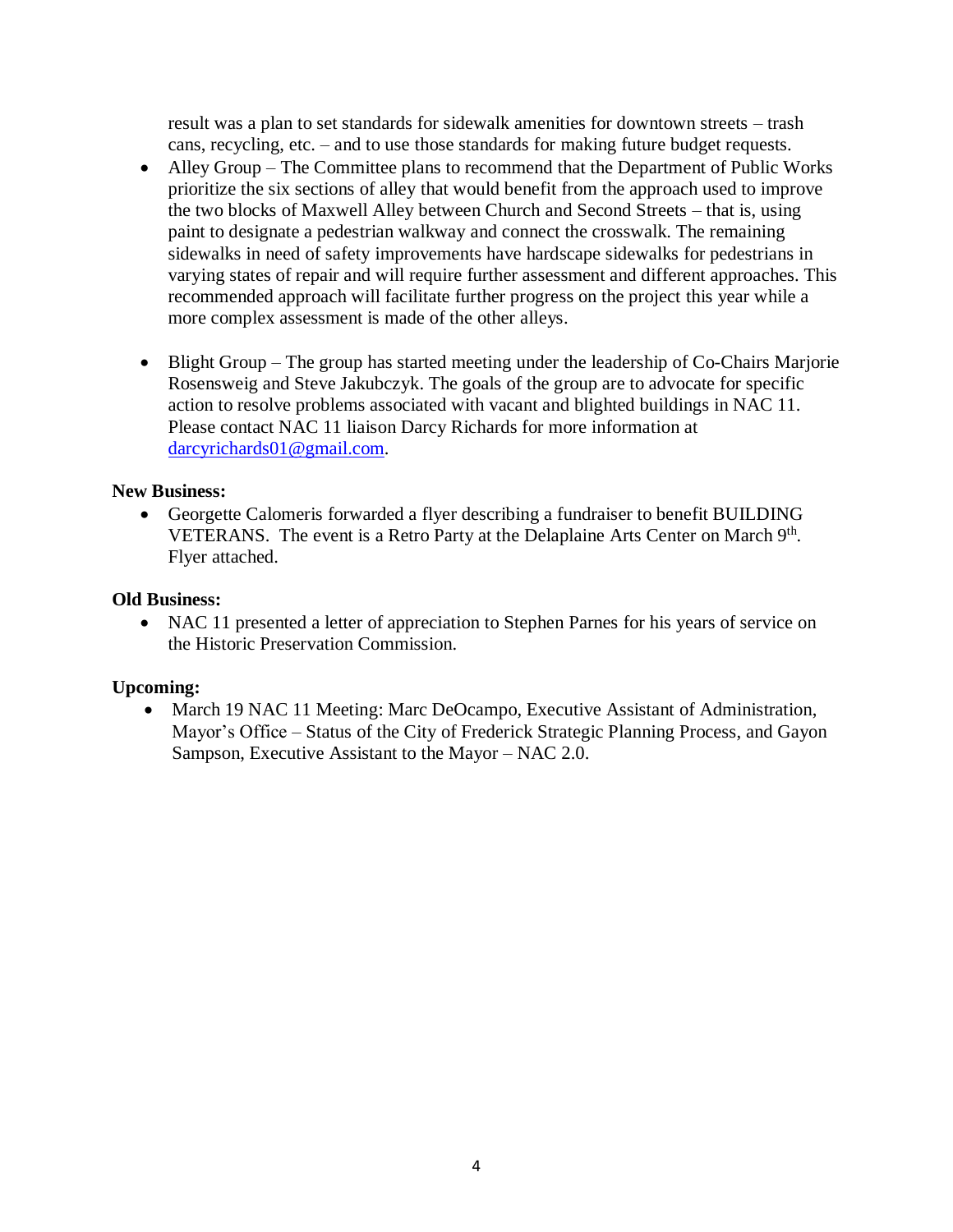result was a plan to set standards for sidewalk amenities for downtown streets – trash cans, recycling, etc. – and to use those standards for making future budget requests.

- Alley Group – The Committee plans to recommend that the Department of Public Works prioritize the six sections of alley that would benefit from the approach used to improve the two blocks of Maxwell Alley between Church and Second Streets – that is, using paint to designate a pedestrian walkway and connect the crosswalk. The remaining sidewalks in need of safety improvements have hardscape sidewalks for pedestrians in varying states of repair and will require further assessment and different approaches. This recommended approach will facilitate further progress on the project this year while a more complex assessment is made of the other alleys.

- Blight Group – The group has started meeting under the leadership of Co-Chairs Marjorie Rosensweig and Steve Jakubczyk. The goals of the group are to advocate for specific action to resolve problems associated with vacant and blighted buildings in NAC 11. Please contact NAC 11 liaison Darcy Richards for more information at darcyrichards01@gmail.com.

**New Business:**

- Georgette Calomeris forwarded a flyer describing a fundraiser to benefit BUILDING VETERANS. The event is a Retro Party at the Delaplaine Arts Center on March 9th. Flyer attached.

**Old Business:**

- NAC 11 presented a letter of appreciation to Stephen Parnes for his years of service on the Historic Preservation Commission.

**Upcoming:**

- March 19 NAC 11 Meeting: Marc DeOcampo, Executive Assistant of Administration, Mayor's Office – Status of the City of Frederick Strategic Planning Process, and Gayon Sampson, Executive Assistant to the Mayor – NAC 2.0.